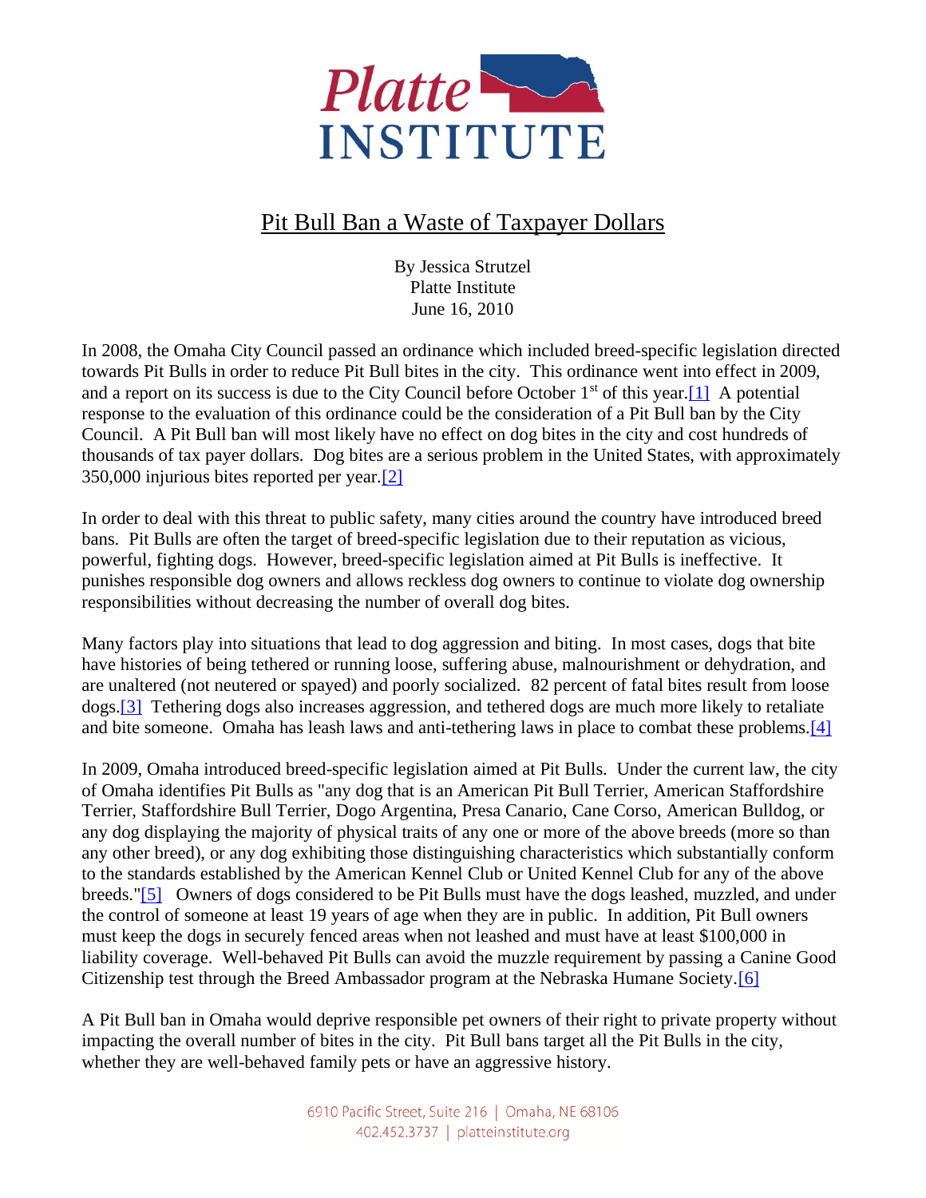Platte INSTITUTE

# Pit Bull Ban a Waste of Taxpayer Dollars

By Jessica Strutzel
Platte Institute
June 16, 2010

In 2008, the Omaha City Council passed an ordinance which included breed-specific legislation directed towards Pit Bulls in order to reduce Pit Bull bites in the city. This ordinance went into effect in 2009, and a report on its success is due to the City Council before October 1st of this year.[1] A potential response to the evaluation of this ordinance could be the consideration of a Pit Bull ban by the City Council. A Pit Bull ban will most likely have no effect on dog bites in the city and cost hundreds of thousands of tax payer dollars. Dog bites are a serious problem in the United States, with approximately 350,000 injurious bites reported per year.[2]

In order to deal with this threat to public safety, many cities around the country have introduced breed bans. Pit Bulls are often the target of breed-specific legislation due to their reputation as vicious, powerful, fighting dogs. However, breed-specific legislation aimed at Pit Bulls is ineffective. It punishes responsible dog owners and allows reckless dog owners to continue to violate dog ownership responsibilities without decreasing the number of overall dog bites.

Many factors play into situations that lead to dog aggression and biting. In most cases, dogs that bite have histories of being tethered or running loose, suffering abuse, malnourishment or dehydration, and are unaltered (not neutered or spayed) and poorly socialized. 82 percent of fatal bites result from loose dogs.[3] Tethering dogs also increases aggression, and tethered dogs are much more likely to retaliate and bite someone. Omaha has leash laws and anti-tethering laws in place to combat these problems.[4]

In 2009, Omaha introduced breed-specific legislation aimed at Pit Bulls. Under the current law, the city of Omaha identifies Pit Bulls as "any dog that is an American Pit Bull Terrier, American Staffordshire Terrier, Staffordshire Bull Terrier, Dogo Argentina, Presa Canario, Cane Corso, American Bulldog, or any dog displaying the majority of physical traits of any one or more of the above breeds (more so than any other breed), or any dog exhibiting those distinguishing characteristics which substantially conform to the standards established by the American Kennel Club or United Kennel Club for any of the above breeds."[5] Owners of dogs considered to be Pit Bulls must have the dogs leashed, muzzled, and under the control of someone at least 19 years of age when they are in public. In addition, Pit Bull owners must keep the dogs in securely fenced areas when not leashed and must have at least $100,000 in liability coverage. Well-behaved Pit Bulls can avoid the muzzle requirement by passing a Canine Good Citizenship test through the Breed Ambassador program at the Nebraska Humane Society.[6]

A Pit Bull ban in Omaha would deprive responsible pet owners of their right to private property without impacting the overall number of bites in the city. Pit Bull bans target all the Pit Bulls in the city, whether they are well-behaved family pets or have an aggressive history.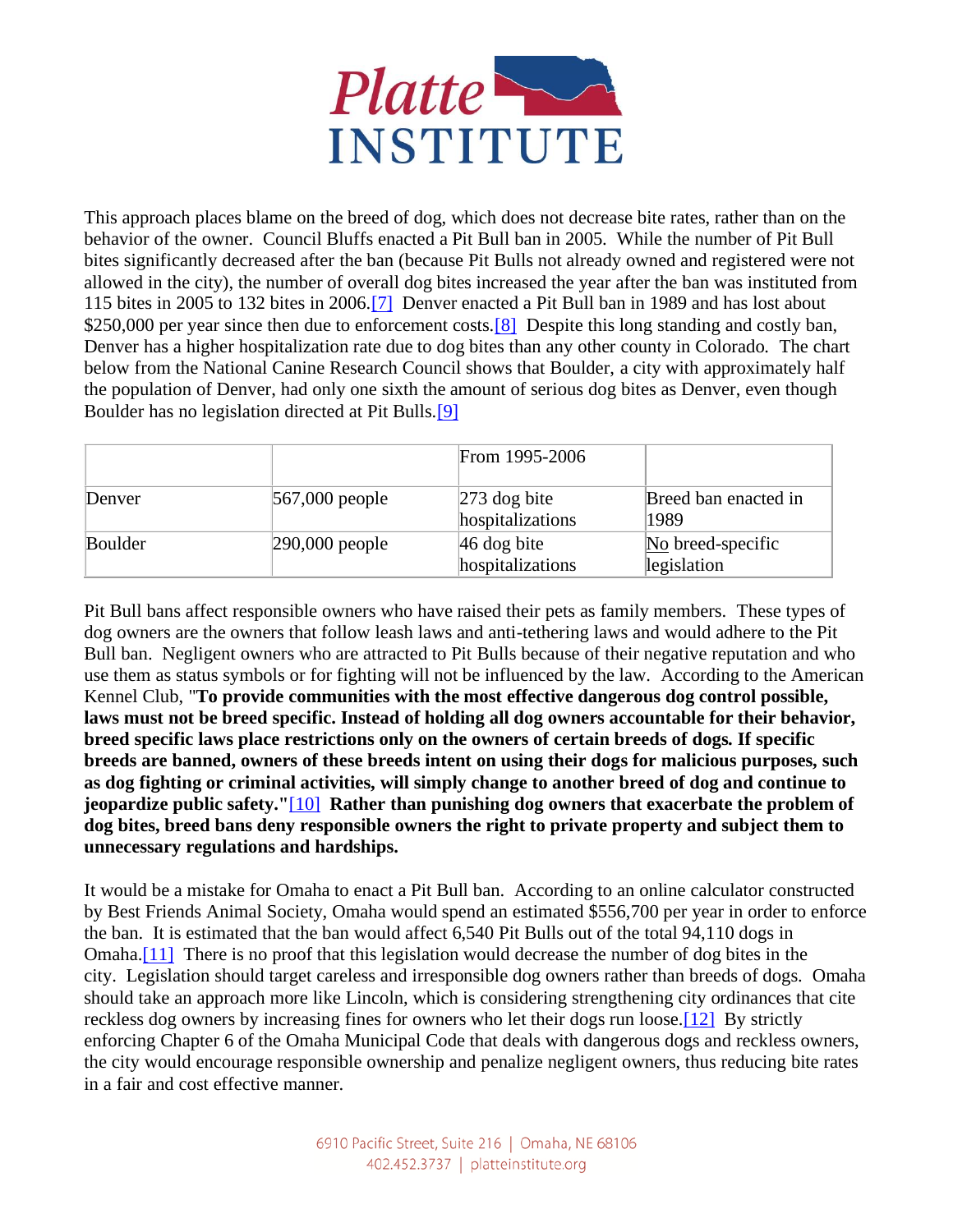This approach places blame on the breed of dog, which does not decrease bite rates, rather than on the behavior of the owner. Council Bluffs enacted a Pit Bull ban in 2005. While the number of Pit Bull bites significantly decreased after the ban (because Pit Bulls not already owned and registered were not allowed in the city), the number of overall dog bites increased the year after the ban was instituted from 115 bites in 2005 to 132 bites in 2006.[7] Denver enacted a Pit Bull ban in 1989 and has lost about $250,000 per year since then due to enforcement costs.[8] Despite this long standing and costly ban, Denver has a higher hospitalization rate due to dog bites than any other county in Colorado. The chart below from the National Canine Research Council shows that Boulder, a city with approximately half the population of Denver, had only one sixth the amount of serious dog bites as Denver, even though Boulder has no legislation directed at Pit Bulls.[9]

| | | From 1995-2006 | |
|---|---|---|---|
| Denver | 567,000 people | 273 dog bite hospitalizations | Breed ban enacted in 1989 |
| Boulder | 290,000 people | 46 dog bite hospitalizations | No breed-specific legislation |

Pit Bull bans affect responsible owners who have raised their pets as family members. These types of dog owners are the owners that follow leash laws and anti-tethering laws and would adhere to the Pit Bull ban. Negligent owners who are attracted to Pit Bulls because of their negative reputation and who use them as status symbols or for fighting will not be influenced by the law. According to the American Kennel Club, "**To provide communities with the most effective dangerous dog control possible, laws must not be breed specific. Instead of holding all dog owners accountable for their behavior, breed specific laws place restrictions only on the owners of certain breeds of dogs. If specific breeds are banned, owners of these breeds intent on using their dogs for malicious purposes, such as dog fighting or criminal activities, will simply change to another breed of dog and continue to jeopardize public safety."**[10] **Rather than punishing dog owners that exacerbate the problem of dog bites, breed bans deny responsible owners the right to private property and subject them to unnecessary regulations and hardships.**

It would be a mistake for Omaha to enact a Pit Bull ban. According to an online calculator constructed by Best Friends Animal Society, Omaha would spend an estimated $556,700 per year in order to enforce the ban. It is estimated that the ban would affect 6,540 Pit Bulls out of the total 94,110 dogs in Omaha.[11] There is no proof that this legislation would decrease the number of dog bites in the city. Legislation should target careless and irresponsible dog owners rather than breeds of dogs. Omaha should take an approach more like Lincoln, which is considering strengthening city ordinances that cite reckless dog owners by increasing fines for owners who let their dogs run loose.[12] By strictly enforcing Chapter 6 of the Omaha Municipal Code that deals with dangerous dogs and reckless owners, the city would encourage responsible ownership and penalize negligent owners, thus reducing bite rates in a fair and cost effective manner.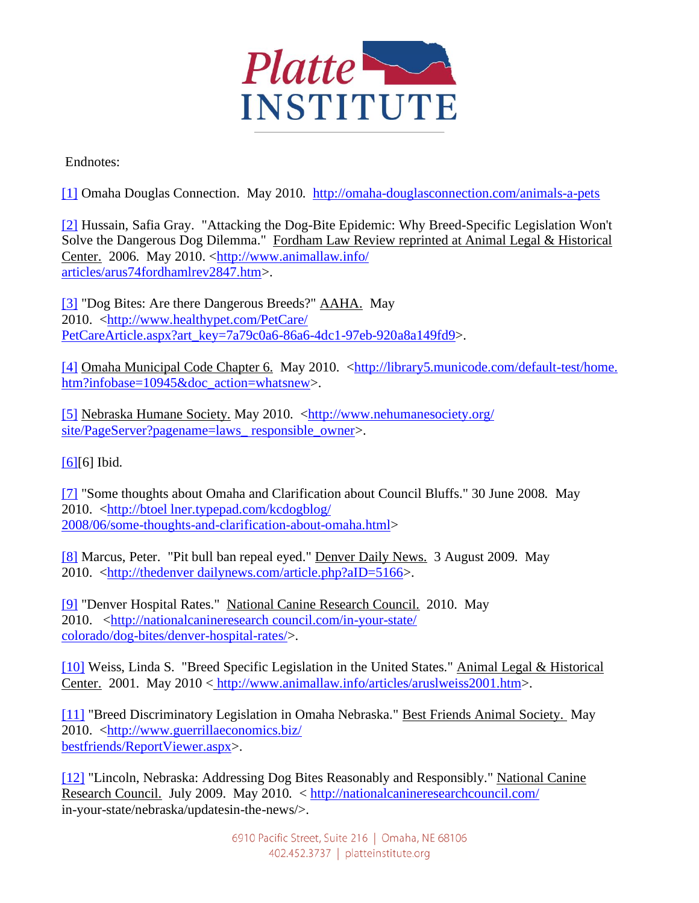Endnotes:

[1] Omaha Douglas Connection. May 2010. http://omaha-douglasconnection.com/animals-a-pets

[2] Hussain, Safia Gray. "Attacking the Dog-Bite Epidemic: Why Breed-Specific Legislation Won't Solve the Dangerous Dog Dilemma." Fordham Law Review reprinted at Animal Legal & Historical Center. 2006. May 2010. <http://www.animallaw.info/articles/arus74fordhamlrev2847.htm>.

[3] "Dog Bites: Are there Dangerous Breeds?" AAHA. May 2010. <http://www.healthypet.com/PetCare/PetCareArticle.aspx?art_key=7a79c0a6-86a6-4dc1-97eb-920a8a149fd9>.

[4] Omaha Municipal Code Chapter 6. May 2010. <http://library5.municode.com/default-test/home.htm?infobase=10945&doc_action=whatsnew>.

[5] Nebraska Humane Society. May 2010. <http://www.nehumanesociety.org/site/PageServer?pagename=laws_ responsible_owner>.

[6][6] Ibid.

[7] "Some thoughts about Omaha and Clarification about Council Bluffs." 30 June 2008. May 2010. <http://btoel lner.typepad.com/kcdogblog/2008/06/some-thoughts-and-clarification-about-omaha.html>

[8] Marcus, Peter. "Pit bull ban repeal eyed." Denver Daily News. 3 August 2009. May 2010. <http://thedenver dailynews.com/article.php?aID=5166>.

[9] "Denver Hospital Rates." National Canine Research Council. 2010. May 2010. <http://nationalcanineresearch council.com/in-your-state/colorado/dog-bites/denver-hospital-rates/>.

[10] Weiss, Linda S. "Breed Specific Legislation in the United States." Animal Legal & Historical Center. 2001. May 2010 < http://www.animallaw.info/articles/aruslweiss2001.htm>.

[11] "Breed Discriminatory Legislation in Omaha Nebraska." Best Friends Animal Society. May 2010. <http://www.guerrillaeconomics.biz/bestfriends/ReportViewer.aspx>.

[12] "Lincoln, Nebraska: Addressing Dog Bites Reasonably and Responsibly." National Canine Research Council. July 2009. May 2010. < http://nationalcanineresearchcouncil.com/in-your-state/nebraska/updatesin-the-news/>.